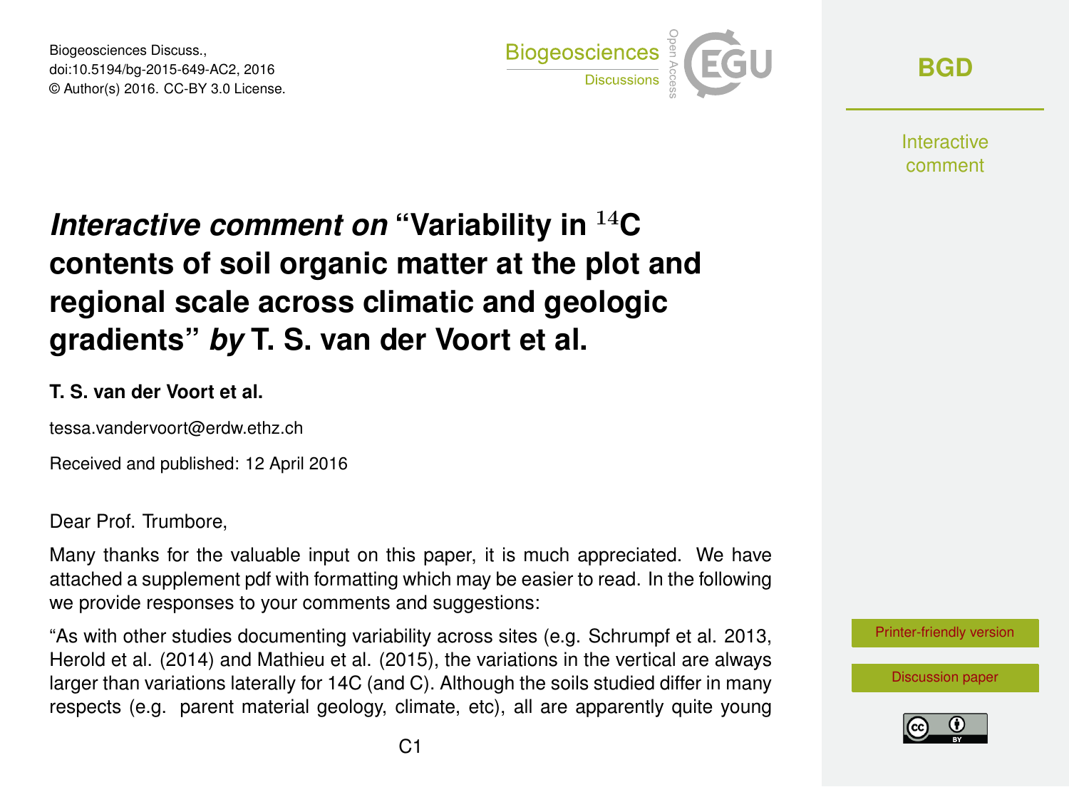Biogeosciences Discuss.,
doi:10.5194/bg-2015-649-AC2, 2016
© Author(s) 2016. CC-BY 3.0 License.

# *Interactive comment on* "Variability in $^{14}$C contents of soil organic matter at the plot and regional scale across climatic and geologic gradients" *by* T. S. van der Voort et al.

**T. S. van der Voort et al.**

tessa.vandervoort@erdw.ethz.ch

Received and published: 12 April 2016

Dear Prof. Trumbore,

Many thanks for the valuable input on this paper, it is much appreciated. We have attached a supplement pdf with formatting which may be easier to read. In the following we provide responses to your comments and suggestions:

"As with other studies documenting variability across sites (e.g. Schrumpf et al. 2013, Herold et al. (2014) and Mathieu et al. (2015), the variations in the vertical are always larger than variations laterally for 14C (and C). Although the soils studied differ in many respects (e.g. parent material geology, climate, etc), all are apparently quite young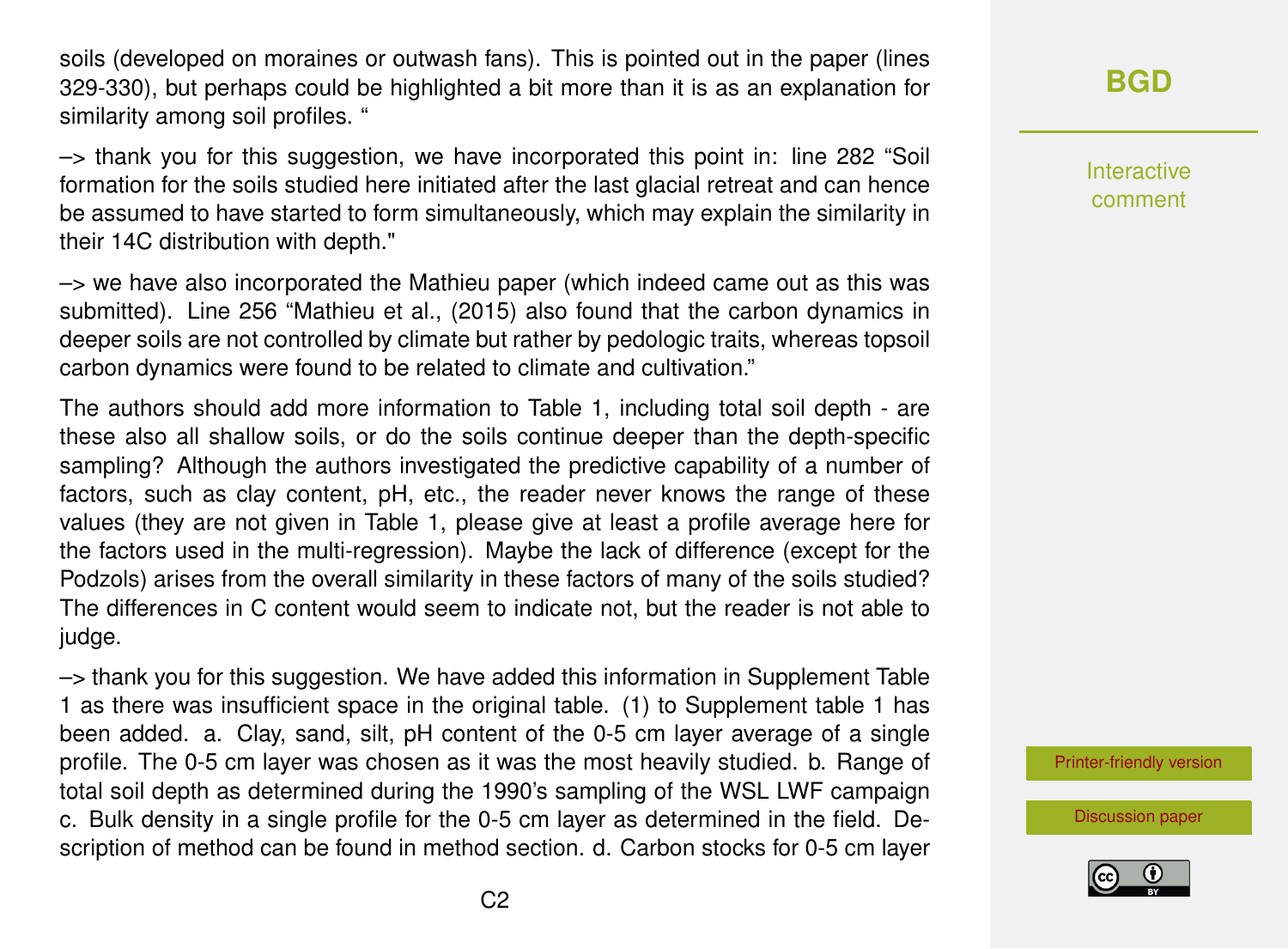soils (developed on moraines or outwash fans). This is pointed out in the paper (lines 329-330), but perhaps could be highlighted a bit more than it is as an explanation for similarity among soil profiles. "

–> thank you for this suggestion, we have incorporated this point in: line 282 "Soil formation for the soils studied here initiated after the last glacial retreat and can hence be assumed to have started to form simultaneously, which may explain the similarity in their 14C distribution with depth."

–> we have also incorporated the Mathieu paper (which indeed came out as this was submitted). Line 256 "Mathieu et al., (2015) also found that the carbon dynamics in deeper soils are not controlled by climate but rather by pedologic traits, whereas topsoil carbon dynamics were found to be related to climate and cultivation."

The authors should add more information to Table 1, including total soil depth - are these also all shallow soils, or do the soils continue deeper than the depth-specific sampling? Although the authors investigated the predictive capability of a number of factors, such as clay content, pH, etc., the reader never knows the range of these values (they are not given in Table 1, please give at least a profile average here for the factors used in the multi-regression). Maybe the lack of difference (except for the Podzols) arises from the overall similarity in these factors of many of the soils studied? The differences in C content would seem to indicate not, but the reader is not able to judge.

–> thank you for this suggestion. We have added this information in Supplement Table 1 as there was insufficient space in the original table. (1) to Supplement table 1 has been added. a. Clay, sand, silt, pH content of the 0-5 cm layer average of a single profile. The 0-5 cm layer was chosen as it was the most heavily studied. b. Range of total soil depth as determined during the 1990's sampling of the WSL LWF campaign c. Bulk density in a single profile for the 0-5 cm layer as determined in the field. Description of method can be found in method section. d. Carbon stocks for 0-5 cm layer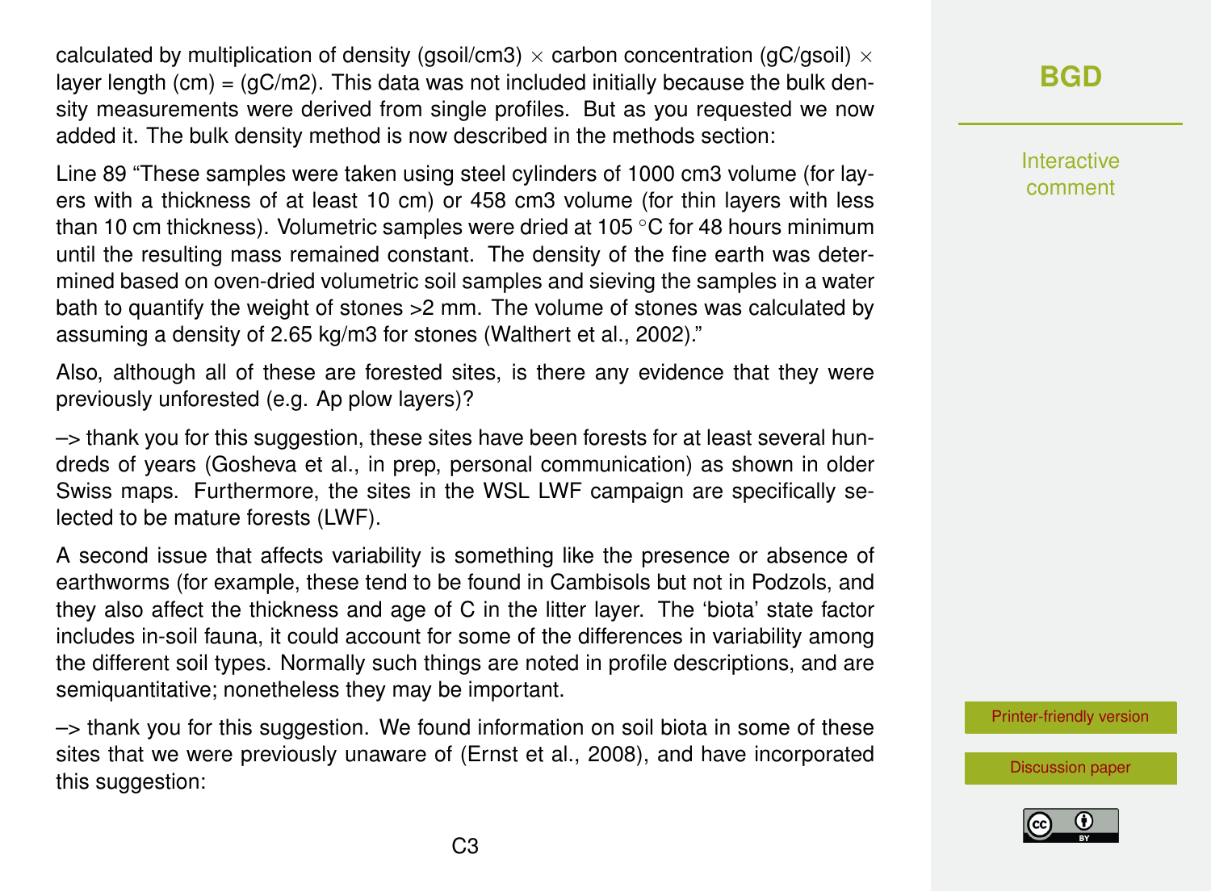calculated by multiplication of density (gsoil/cm3) × carbon concentration (gC/gsoil) × layer length (cm) = (gC/m2). This data was not included initially because the bulk density measurements were derived from single profiles. But as you requested we now added it. The bulk density method is now described in the methods section:

Line 89 "These samples were taken using steel cylinders of 1000 cm3 volume (for layers with a thickness of at least 10 cm) or 458 cm3 volume (for thin layers with less than 10 cm thickness). Volumetric samples were dried at 105 °C for 48 hours minimum until the resulting mass remained constant. The density of the fine earth was determined based on oven-dried volumetric soil samples and sieving the samples in a water bath to quantify the weight of stones >2 mm. The volume of stones was calculated by assuming a density of 2.65 kg/m3 for stones (Walthert et al., 2002)."

Also, although all of these are forested sites, is there any evidence that they were previously unforested (e.g. Ap plow layers)?

–> thank you for this suggestion, these sites have been forests for at least several hundreds of years (Gosheva et al., in prep, personal communication) as shown in older Swiss maps. Furthermore, the sites in the WSL LWF campaign are specifically selected to be mature forests (LWF).

A second issue that affects variability is something like the presence or absence of earthworms (for example, these tend to be found in Cambisols but not in Podzols, and they also affect the thickness and age of C in the litter layer. The 'biota' state factor includes in-soil fauna, it could account for some of the differences in variability among the different soil types. Normally such things are noted in profile descriptions, and are semiquantitative; nonetheless they may be important.

–> thank you for this suggestion. We found information on soil biota in some of these sites that we were previously unaware of (Ernst et al., 2008), and have incorporated this suggestion: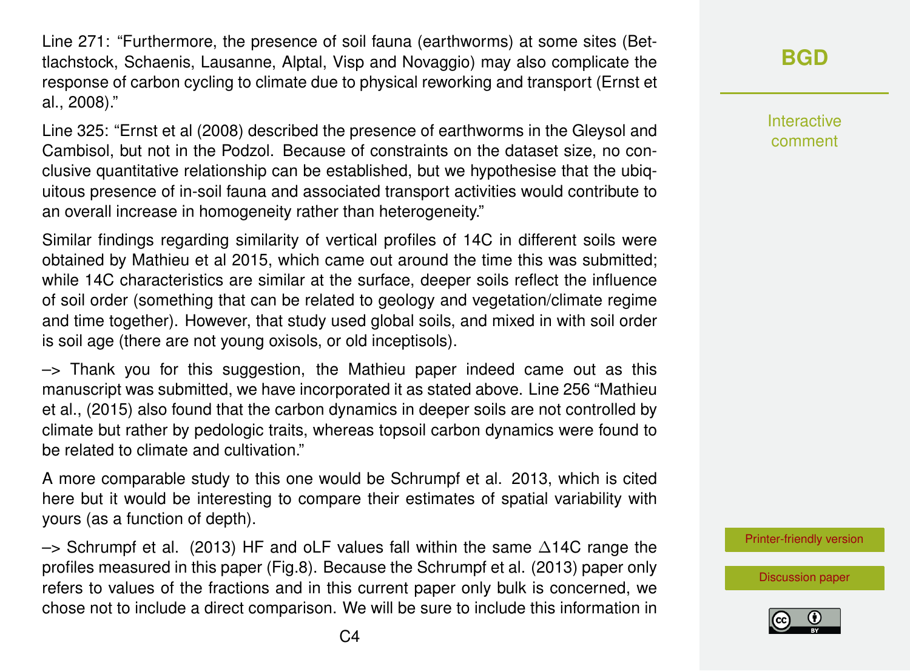Line 271: "Furthermore, the presence of soil fauna (earthworms) at some sites (Bettlachstock, Schaenis, Lausanne, Alptal, Visp and Novaggio) may also complicate the response of carbon cycling to climate due to physical reworking and transport (Ernst et al., 2008)."

Line 325: "Ernst et al (2008) described the presence of earthworms in the Gleysol and Cambisol, but not in the Podzol. Because of constraints on the dataset size, no conclusive quantitative relationship can be established, but we hypothesise that the ubiquitous presence of in-soil fauna and associated transport activities would contribute to an overall increase in homogeneity rather than heterogeneity."

Similar findings regarding similarity of vertical profiles of 14C in different soils were obtained by Mathieu et al 2015, which came out around the time this was submitted; while 14C characteristics are similar at the surface, deeper soils reflect the influence of soil order (something that can be related to geology and vegetation/climate regime and time together). However, that study used global soils, and mixed in with soil order is soil age (there are not young oxisols, or old inceptisols).

–> Thank you for this suggestion, the Mathieu paper indeed came out as this manuscript was submitted, we have incorporated it as stated above. Line 256 "Mathieu et al., (2015) also found that the carbon dynamics in deeper soils are not controlled by climate but rather by pedologic traits, whereas topsoil carbon dynamics were found to be related to climate and cultivation."

A more comparable study to this one would be Schrumpf et al. 2013, which is cited here but it would be interesting to compare their estimates of spatial variability with yours (as a function of depth).

–> Schrumpf et al. (2013) HF and oLF values fall within the same $\Delta$14C range the profiles measured in this paper (Fig.8). Because the Schrumpf et al. (2013) paper only refers to values of the fractions and in this current paper only bulk is concerned, we chose not to include a direct comparison. We will be sure to include this information in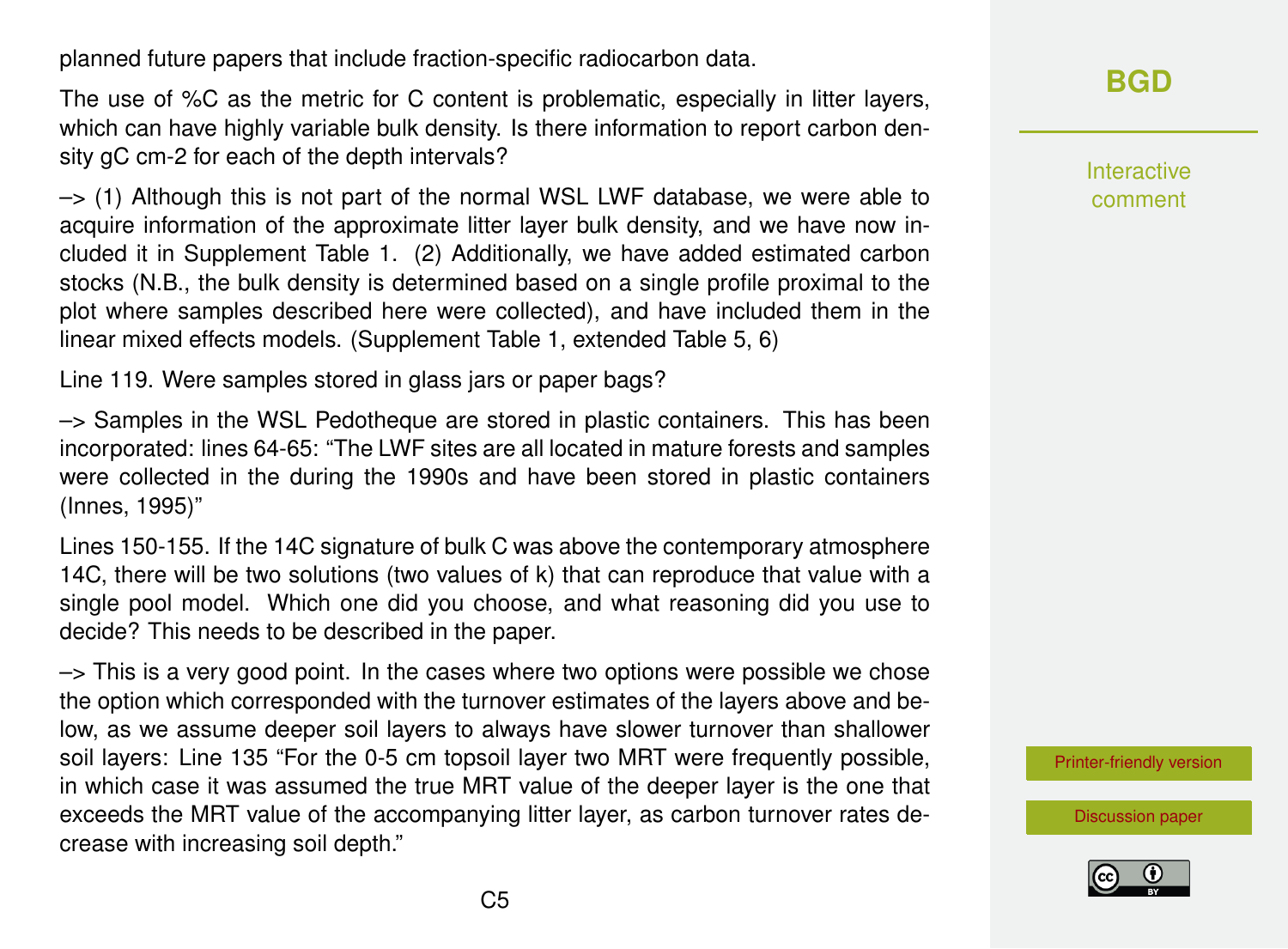planned future papers that include fraction-specific radiocarbon data.

The use of %C as the metric for C content is problematic, especially in litter layers, which can have highly variable bulk density. Is there information to report carbon density gC cm-2 for each of the depth intervals?

–> (1) Although this is not part of the normal WSL LWF database, we were able to acquire information of the approximate litter layer bulk density, and we have now included it in Supplement Table 1. (2) Additionally, we have added estimated carbon stocks (N.B., the bulk density is determined based on a single profile proximal to the plot where samples described here were collected), and have included them in the linear mixed effects models. (Supplement Table 1, extended Table 5, 6)

Line 119. Were samples stored in glass jars or paper bags?

–> Samples in the WSL Pedotheque are stored in plastic containers. This has been incorporated: lines 64-65: "The LWF sites are all located in mature forests and samples were collected in the during the 1990s and have been stored in plastic containers (Innes, 1995)"

Lines 150-155. If the 14C signature of bulk C was above the contemporary atmosphere 14C, there will be two solutions (two values of k) that can reproduce that value with a single pool model. Which one did you choose, and what reasoning did you use to decide? This needs to be described in the paper.

–> This is a very good point. In the cases where two options were possible we chose the option which corresponded with the turnover estimates of the layers above and below, as we assume deeper soil layers to always have slower turnover than shallower soil layers: Line 135 "For the 0-5 cm topsoil layer two MRT were frequently possible, in which case it was assumed the true MRT value of the deeper layer is the one that exceeds the MRT value of the accompanying litter layer, as carbon turnover rates decrease with increasing soil depth."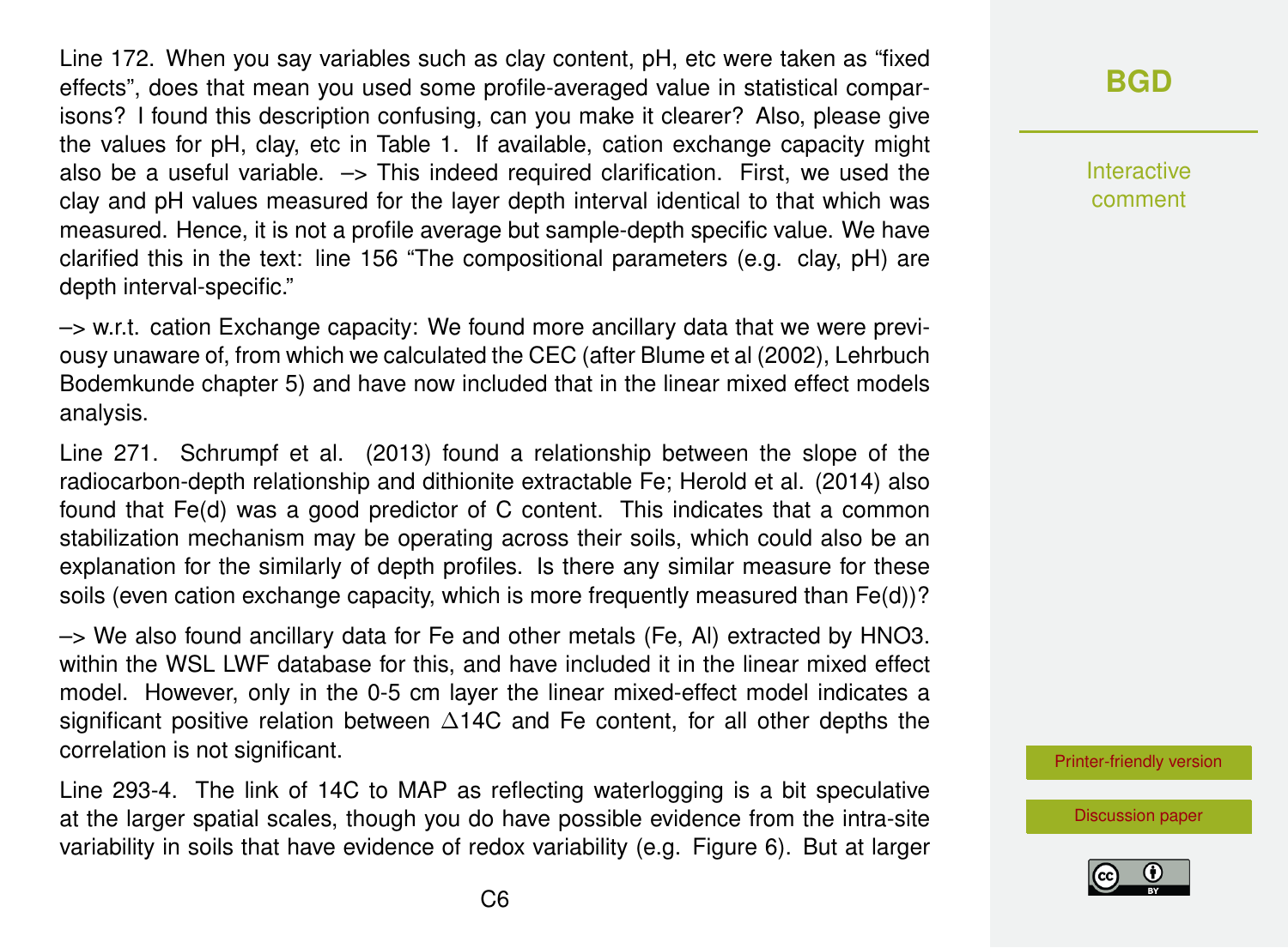Line 172. When you say variables such as clay content, pH, etc were taken as "fixed effects", does that mean you used some profile-averaged value in statistical comparisons? I found this description confusing, can you make it clearer? Also, please give the values for pH, clay, etc in Table 1. If available, cation exchange capacity might also be a useful variable. –> This indeed required clarification. First, we used the clay and pH values measured for the layer depth interval identical to that which was measured. Hence, it is not a profile average but sample-depth specific value. We have clarified this in the text: line 156 "The compositional parameters (e.g. clay, pH) are depth interval-specific."

–> w.r.t. cation Exchange capacity: We found more ancillary data that we were previousy unaware of, from which we calculated the CEC (after Blume et al (2002), Lehrbuch Bodemkunde chapter 5) and have now included that in the linear mixed effect models analysis.

Line 271. Schrumpf et al. (2013) found a relationship between the slope of the radiocarbon-depth relationship and dithionite extractable Fe; Herold et al. (2014) also found that Fe(d) was a good predictor of C content. This indicates that a common stabilization mechanism may be operating across their soils, which could also be an explanation for the similarly of depth profiles. Is there any similar measure for these soils (even cation exchange capacity, which is more frequently measured than Fe(d))?

–> We also found ancillary data for Fe and other metals (Fe, Al) extracted by $HNO_3$. within the WSL LWF database for this, and have included it in the linear mixed effect model. However, only in the 0-5 cm layer the linear mixed-effect model indicates a significant positive relation between $\Delta^{14}C$ and Fe content, for all other depths the correlation is not significant.

Line 293-4. The link of 14C to MAP as reflecting waterlogging is a bit speculative at the larger spatial scales, though you do have possible evidence from the intra-site variability in soils that have evidence of redox variability (e.g. Figure 6). But at larger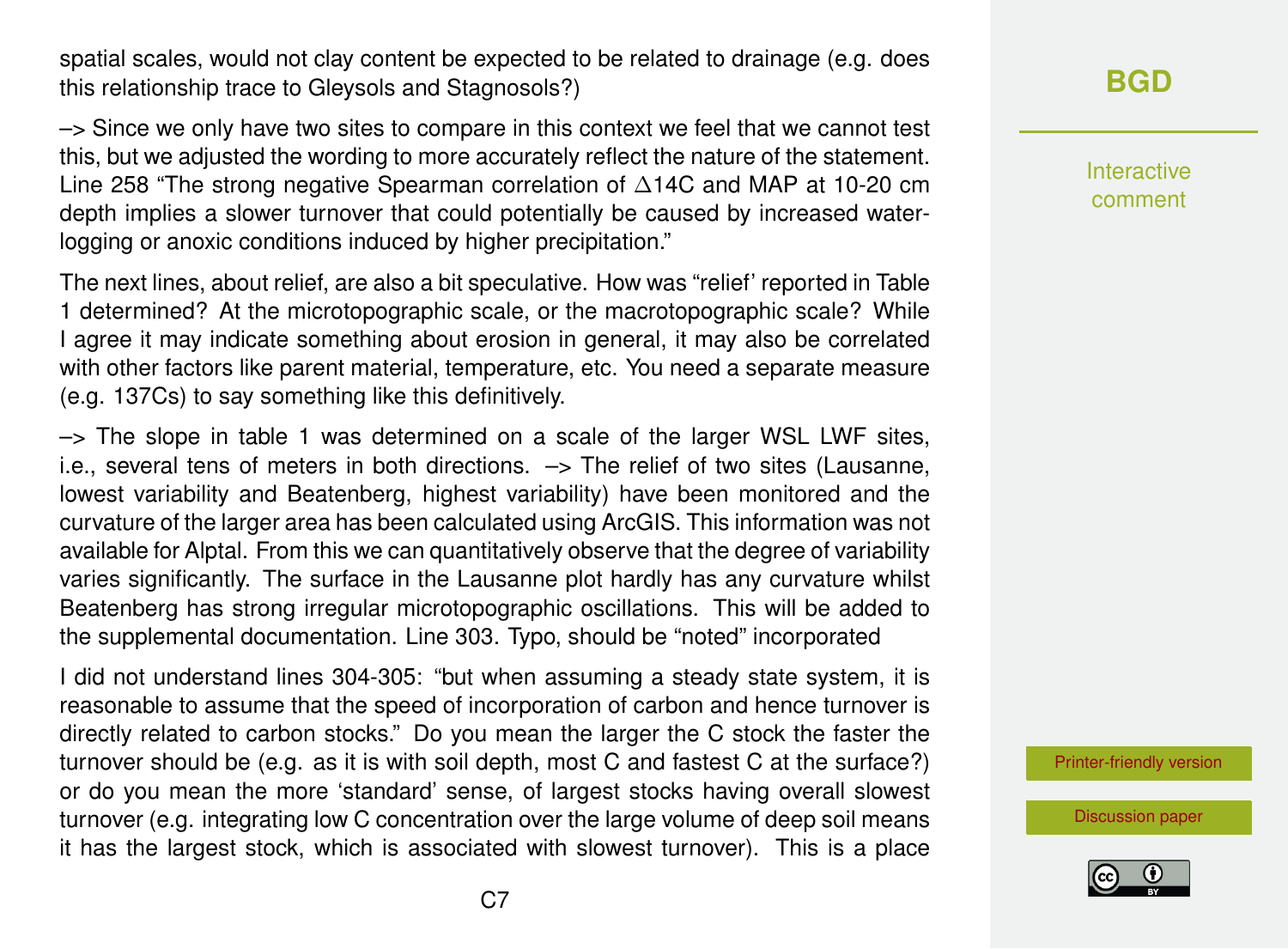spatial scales, would not clay content be expected to be related to drainage (e.g. does this relationship trace to Gleysols and Stagnosols?)

–> Since we only have two sites to compare in this context we feel that we cannot test this, but we adjusted the wording to more accurately reflect the nature of the statement. Line 258 "The strong negative Spearman correlation of $\Delta^{14}C$ and MAP at 10-20 cm depth implies a slower turnover that could potentially be caused by increased water-logging or anoxic conditions induced by higher precipitation."

The next lines, about relief, are also a bit speculative. How was "relief' reported in Table 1 determined? At the microtopographic scale, or the macrotopographic scale? While I agree it may indicate something about erosion in general, it may also be correlated with other factors like parent material, temperature, etc. You need a separate measure (e.g. $^{137}Cs$) to say something like this definitively.

–> The slope in table 1 was determined on a scale of the larger WSL LWF sites, i.e., several tens of meters in both directions. –> The relief of two sites (Lausanne, lowest variability and Beatenberg, highest variability) have been monitored and the curvature of the larger area has been calculated using ArcGIS. This information was not available for Alptal. From this we can quantitatively observe that the degree of variability varies significantly. The surface in the Lausanne plot hardly has any curvature whilst Beatenberg has strong irregular microtopographic oscillations. This will be added to the supplemental documentation. Line 303. Typo, should be "noted" incorporated

I did not understand lines 304-305: "but when assuming a steady state system, it is reasonable to assume that the speed of incorporation of carbon and hence turnover is directly related to carbon stocks." Do you mean the larger the C stock the faster the turnover should be (e.g. as it is with soil depth, most C and fastest C at the surface?) or do you mean the more 'standard' sense, of largest stocks having overall slowest turnover (e.g. integrating low C concentration over the large volume of deep soil means it has the largest stock, which is associated with slowest turnover). This is a place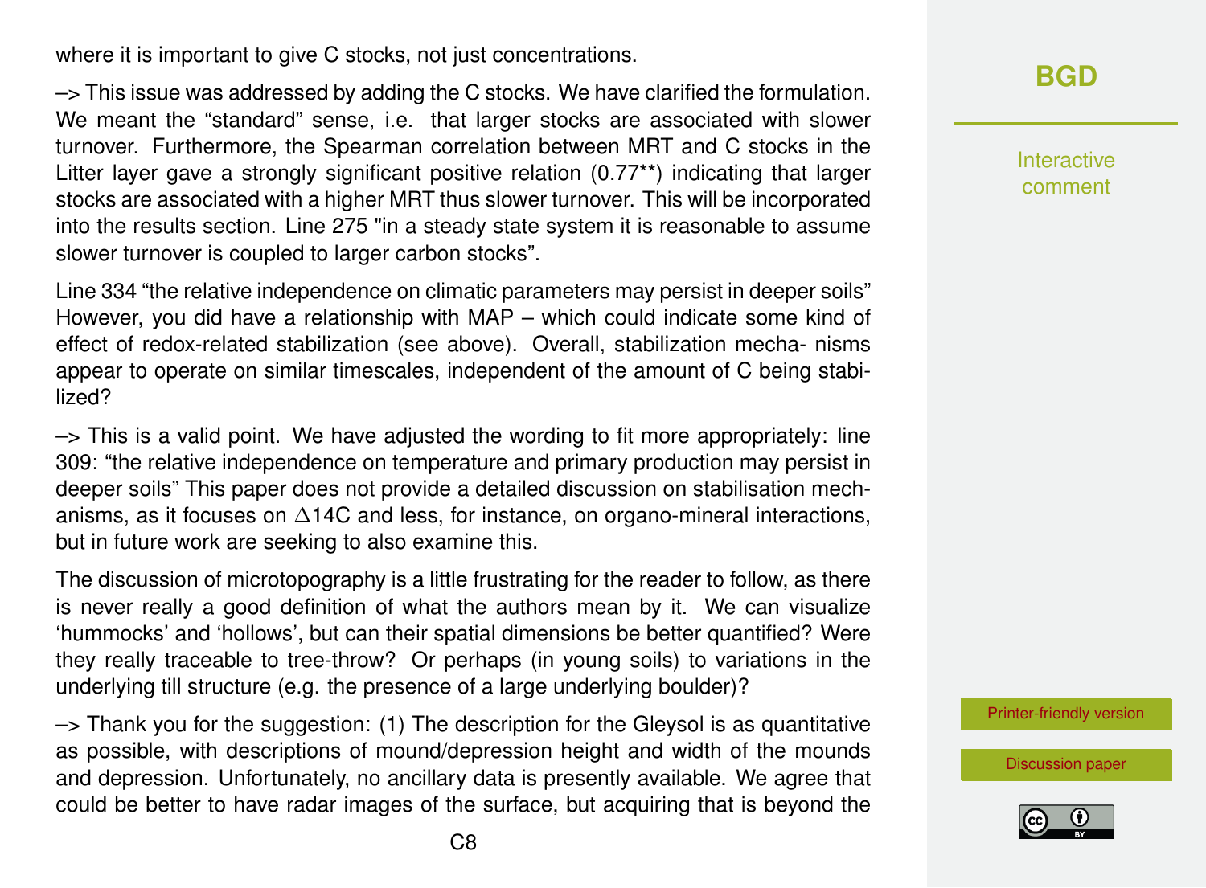where it is important to give C stocks, not just concentrations.

–> This issue was addressed by adding the C stocks. We have clarified the formulation. We meant the "standard" sense, i.e. that larger stocks are associated with slower turnover. Furthermore, the Spearman correlation between MRT and C stocks in the Litter layer gave a strongly significant positive relation (0.77**) indicating that larger stocks are associated with a higher MRT thus slower turnover. This will be incorporated into the results section. Line 275 "in a steady state system it is reasonable to assume slower turnover is coupled to larger carbon stocks".

Line 334 "the relative independence on climatic parameters may persist in deeper soils" However, you did have a relationship with MAP – which could indicate some kind of effect of redox-related stabilization (see above). Overall, stabilization mechanisms appear to operate on similar timescales, independent of the amount of C being stabilized?

–> This is a valid point. We have adjusted the wording to fit more appropriately: line 309: "the relative independence on temperature and primary production may persist in deeper soils" This paper does not provide a detailed discussion on stabilisation mechanisms, as it focuses on $\Delta$14C and less, for instance, on organo-mineral interactions, but in future work are seeking to also examine this.

The discussion of microtopography is a little frustrating for the reader to follow, as there is never really a good definition of what the authors mean by it. We can visualize 'hummocks' and 'hollows', but can their spatial dimensions be better quantified? Were they really traceable to tree-throw? Or perhaps (in young soils) to variations in the underlying till structure (e.g. the presence of a large underlying boulder)?

–> Thank you for the suggestion: (1) The description for the Gleysol is as quantitative as possible, with descriptions of mound/depression height and width of the mounds and depression. Unfortunately, no ancillary data is presently available. We agree that could be better to have radar images of the surface, but acquiring that is beyond the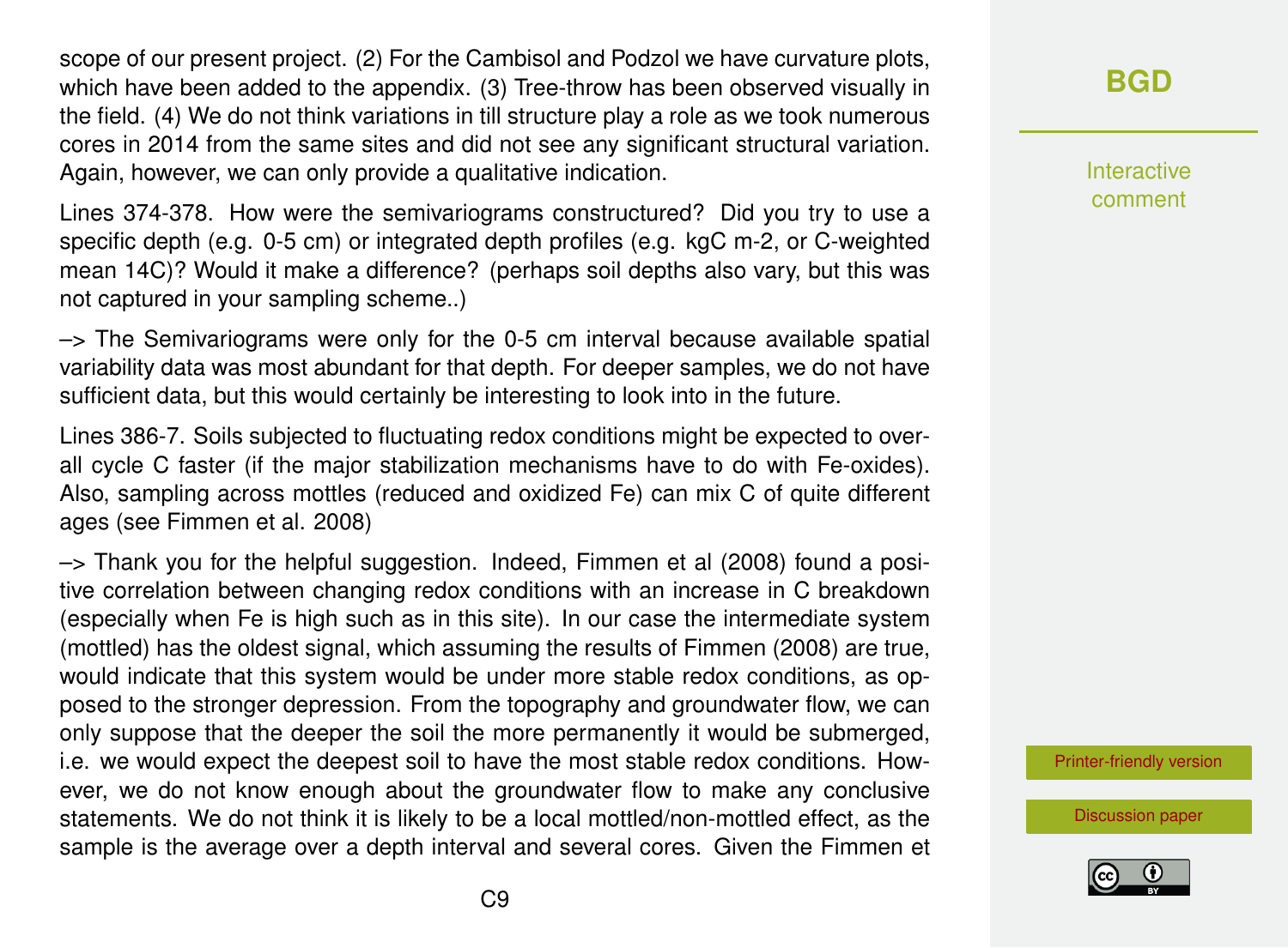scope of our present project. (2) For the Cambisol and Podzol we have curvature plots, which have been added to the appendix. (3) Tree-throw has been observed visually in the field. (4) We do not think variations in till structure play a role as we took numerous cores in 2014 from the same sites and did not see any significant structural variation. Again, however, we can only provide a qualitative indication.

Lines 374-378. How were the semivariograms constructured? Did you try to use a specific depth (e.g. 0-5 cm) or integrated depth profiles (e.g. kgC m-2, or C-weighted mean 14C)? Would it make a difference? (perhaps soil depths also vary, but this was not captured in your sampling scheme..)

–> The Semivariograms were only for the 0-5 cm interval because available spatial variability data was most abundant for that depth. For deeper samples, we do not have sufficient data, but this would certainly be interesting to look into in the future.

Lines 386-7. Soils subjected to fluctuating redox conditions might be expected to overall cycle C faster (if the major stabilization mechanisms have to do with Fe-oxides). Also, sampling across mottles (reduced and oxidized Fe) can mix C of quite different ages (see Fimmen et al. 2008)

–> Thank you for the helpful suggestion. Indeed, Fimmen et al (2008) found a positive correlation between changing redox conditions with an increase in C breakdown (especially when Fe is high such as in this site). In our case the intermediate system (mottled) has the oldest signal, which assuming the results of Fimmen (2008) are true, would indicate that this system would be under more stable redox conditions, as opposed to the stronger depression. From the topography and groundwater flow, we can only suppose that the deeper the soil the more permanently it would be submerged, i.e. we would expect the deepest soil to have the most stable redox conditions. However, we do not know enough about the groundwater flow to make any conclusive statements. We do not think it is likely to be a local mottled/non-mottled effect, as the sample is the average over a depth interval and several cores. Given the Fimmen et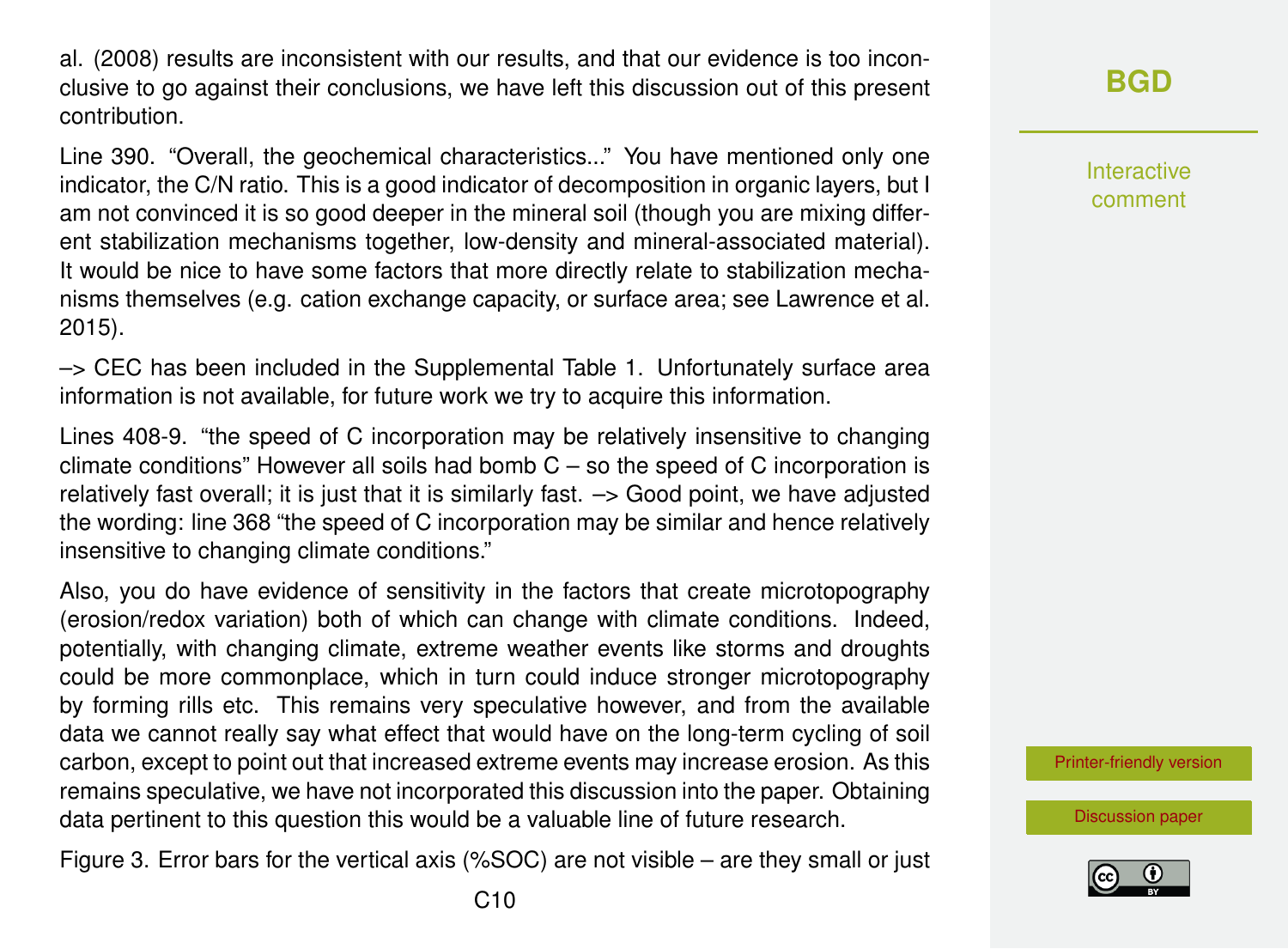al. (2008) results are inconsistent with our results, and that our evidence is too inconclusive to go against their conclusions, we have left this discussion out of this present contribution.

Line 390. "Overall, the geochemical characteristics..." You have mentioned only one indicator, the C/N ratio. This is a good indicator of decomposition in organic layers, but I am not convinced it is so good deeper in the mineral soil (though you are mixing different stabilization mechanisms together, low-density and mineral-associated material). It would be nice to have some factors that more directly relate to stabilization mechanisms themselves (e.g. cation exchange capacity, or surface area; see Lawrence et al. 2015).

–> CEC has been included in the Supplemental Table 1. Unfortunately surface area information is not available, for future work we try to acquire this information.

Lines 408-9. "the speed of C incorporation may be relatively insensitive to changing climate conditions" However all soils had bomb C – so the speed of C incorporation is relatively fast overall; it is just that it is similarly fast. –> Good point, we have adjusted the wording: line 368 "the speed of C incorporation may be similar and hence relatively insensitive to changing climate conditions."

Also, you do have evidence of sensitivity in the factors that create microtopography (erosion/redox variation) both of which can change with climate conditions. Indeed, potentially, with changing climate, extreme weather events like storms and droughts could be more commonplace, which in turn could induce stronger microtopography by forming rills etc. This remains very speculative however, and from the available data we cannot really say what effect that would have on the long-term cycling of soil carbon, except to point out that increased extreme events may increase erosion. As this remains speculative, we have not incorporated this discussion into the paper. Obtaining data pertinent to this question this would be a valuable line of future research.

Figure 3. Error bars for the vertical axis (%SOC) are not visible – are they small or just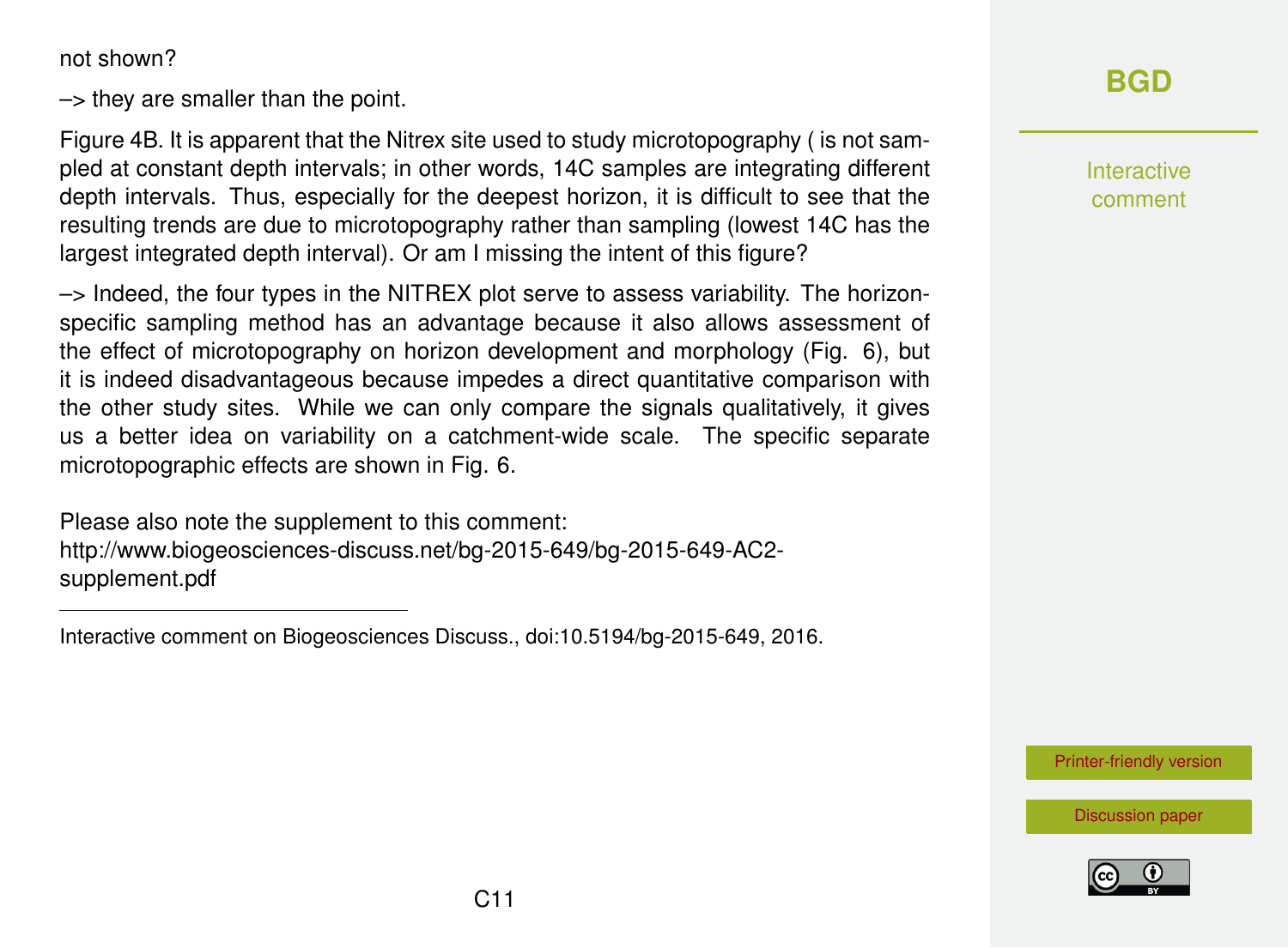not shown?

–> they are smaller than the point.

Figure 4B. It is apparent that the Nitrex site used to study microtopography ( is not sampled at constant depth intervals; in other words, 14C samples are integrating different depth intervals. Thus, especially for the deepest horizon, it is difficult to see that the resulting trends are due to microtopography rather than sampling (lowest 14C has the largest integrated depth interval). Or am I missing the intent of this figure?

–> Indeed, the four types in the NITREX plot serve to assess variability. The horizon-specific sampling method has an advantage because it also allows assessment of the effect of microtopography on horizon development and morphology (Fig. 6), but it is indeed disadvantageous because impedes a direct quantitative comparison with the other study sites. While we can only compare the signals qualitatively, it gives us a better idea on variability on a catchment-wide scale. The specific separate microtopographic effects are shown in Fig. 6.

Please also note the supplement to this comment:
http://www.biogeosciences-discuss.net/bg-2015-649/bg-2015-649-AC2-supplement.pdf

---

Interactive comment on Biogeosciences Discuss., doi:10.5194/bg-2015-649, 2016.